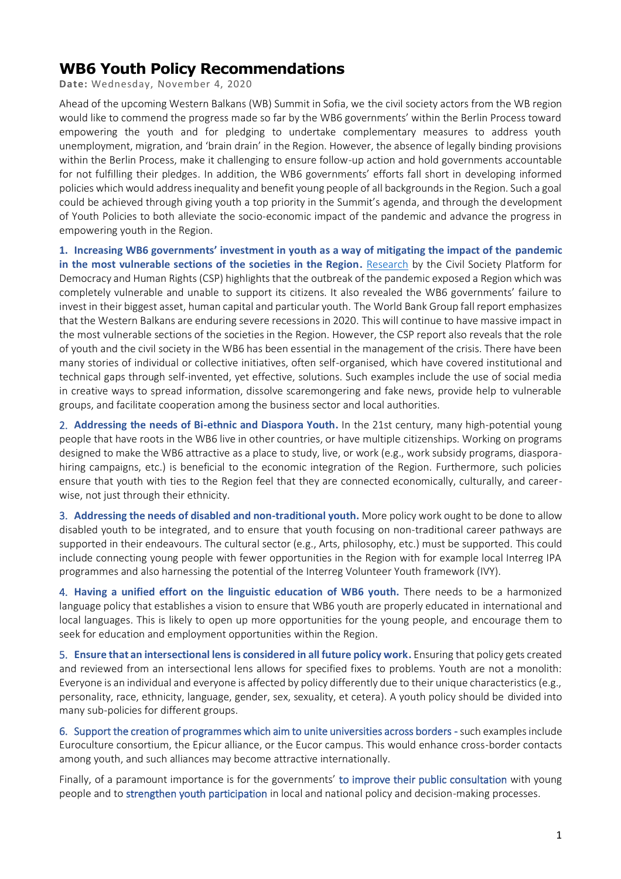# WB6 Youth Policy Recommendations

**Date:** Wednesday, November 4, 2020

Ahead of the upcoming Western Balkans (WB) Summit in Sofia, we the civil society actors from the WB region would like to commend the progress made so far by the WB6 governments' within the Berlin Process toward empowering the youth and for pledging to undertake complementary measures to address youth unemployment, migration, and 'brain drain' in the Region. However, the absence of legally binding provisions within the Berlin Process, make it challenging to ensure follow-up action and hold governments accountable for not fulfilling their pledges. In addition, the WB6 governments' efforts fall short in developing informed policies which would address inequality and benefit young people of all backgrounds in the Region. Such a goal could be achieved through giving youth a top priority in the Summit's agenda, and through the development of Youth Policies to both alleviate the socio-economic impact of the pandemic and advance the progress in empowering youth in the Region.

**1. Increasing WB6 governments' investment in youth as a way of mitigating the impact of the pandemic in the most vulnerable sections of the societies in the Region.** Research by the Civil Society Platform for Democracy and Human Rights (CSP) highlights that the outbreak of the pandemic exposed a Region which was completely vulnerable and unable to support its citizens. It also revealed the WB6 governments' failure to invest in their biggest asset, human capital and particular youth. The World Bank Group fall report emphasizes that the Western Balkans are enduring severe recessions in 2020. This will continue to have massive impact in the most vulnerable sections of the societies in the Region. However, the CSP report also reveals that the role of youth and the civil society in the WB6 has been essential in the management of the crisis. There have been many stories of individual or collective initiatives, often self-organised, which have covered institutional and technical gaps through self-invented, yet effective, solutions. Such examples include the use of social media in creative ways to spread information, dissolve scaremongering and fake news, provide help to vulnerable groups, and facilitate cooperation among the business sector and local authorities.

**2. Addressing the needs of Bi-ethnic and Diaspora Youth.** In the 21st century, many high-potential young people that have roots in the WB6 live in other countries, or have multiple citizenships. Working on programs designed to make the WB6 attractive as a place to study, live, or work (e.g., work subsidy programs, diaspora-hiring campaigns, etc.) is beneficial to the economic integration of the Region. Furthermore, such policies ensure that youth with ties to the Region feel that they are connected economically, culturally, and career-wise, not just through their ethnicity.

**3. Addressing the needs of disabled and non-traditional youth.** More policy work ought to be done to allow disabled youth to be integrated, and to ensure that youth focusing on non-traditional career pathways are supported in their endeavours. The cultural sector (e.g., Arts, philosophy, etc.) must be supported. This could include connecting young people with fewer opportunities in the Region with for example local Interreg IPA programmes and also harnessing the potential of the Interreg Volunteer Youth framework (IVY).

**4. Having a unified effort on the linguistic education of WB6 youth.** There needs to be a harmonized language policy that establishes a vision to ensure that WB6 youth are properly educated in international and local languages. This is likely to open up more opportunities for the young people, and encourage them to seek for education and employment opportunities within the Region.

**5. Ensure that an intersectional lens is considered in all future policy work.** Ensuring that policy gets created and reviewed from an intersectional lens allows for specified fixes to problems. Youth are not a monolith: Everyone is an individual and everyone is affected by policy differently due to their unique characteristics (e.g., personality, race, ethnicity, language, gender, sex, sexuality, et cetera). A youth policy should be divided into many sub-policies for different groups.

6. Support the creation of programmes which aim to unite universities across borders - such examples include Euroculture consortium, the Epicur alliance, or the Eucor campus. This would enhance cross-border contacts among youth, and such alliances may become attractive internationally.

Finally, of a paramount importance is for the governments' to improve their public consultation with young people and to strengthen youth participation in local and national policy and decision-making processes.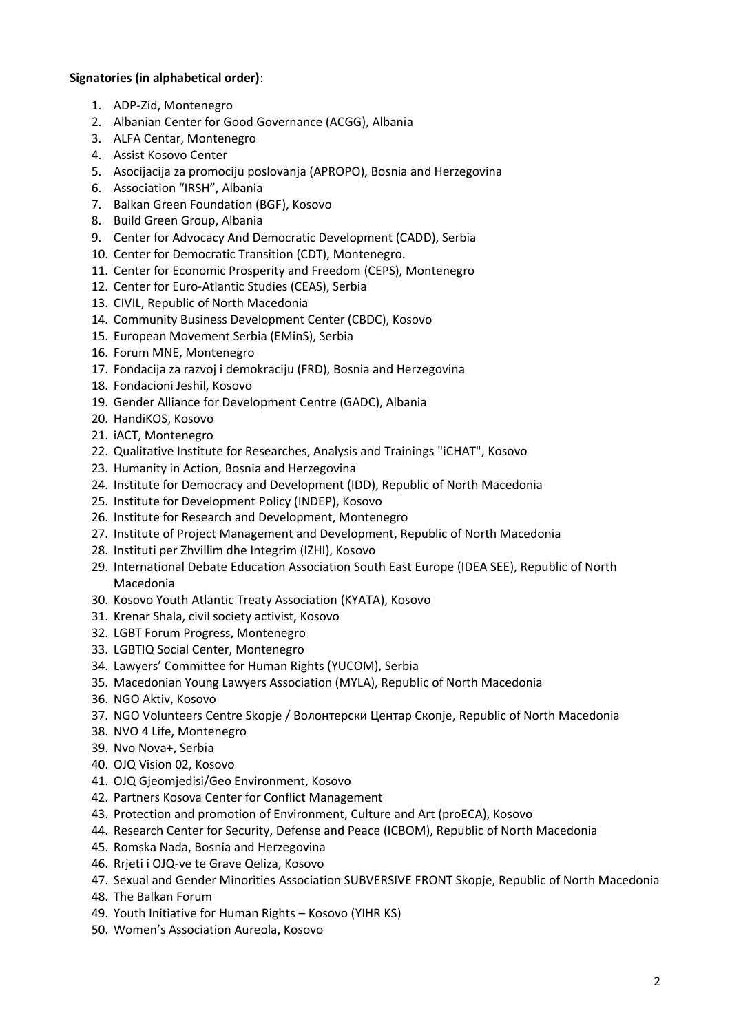**Signatories (in alphabetical order)**:

1. ADP-Zid, Montenegro
2. Albanian Center for Good Governance (ACGG), Albania
3. ALFA Centar, Montenegro
4. Assist Kosovo Center
5. Asocijacija za promociju poslovanja (APROPO), Bosnia and Herzegovina
6. Association "IRSH", Albania
7. Balkan Green Foundation (BGF), Kosovo
8. Build Green Group, Albania
9. Center for Advocacy And Democratic Development (CADD), Serbia
10. Center for Democratic Transition (CDT), Montenegro.
11. Center for Economic Prosperity and Freedom (CEPS), Montenegro
12. Center for Euro-Atlantic Studies (CEAS), Serbia
13. CIVIL, Republic of North Macedonia
14. Community Business Development Center (CBDC), Kosovo
15. European Movement Serbia (EMinS), Serbia
16. Forum MNE, Montenegro
17. Fondacija za razvoj i demokraciju (FRD), Bosnia and Herzegovina
18. Fondacioni Jeshil, Kosovo
19. Gender Alliance for Development Centre (GADC), Albania
20. HandiKOS, Kosovo
21. iACT, Montenegro
22. Qualitative Institute for Researches, Analysis and Trainings "iCHAT", Kosovo
23. Humanity in Action, Bosnia and Herzegovina
24. Institute for Democracy and Development (IDD), Republic of North Macedonia
25. Institute for Development Policy (INDEP), Kosovo
26. Institute for Research and Development, Montenegro
27. Institute of Project Management and Development, Republic of North Macedonia
28. Instituti per Zhvillim dhe Integrim (IZHI), Kosovo
29. International Debate Education Association South East Europe (IDEA SEE), Republic of North Macedonia
30. Kosovo Youth Atlantic Treaty Association (KYATA), Kosovo
31. Krenar Shala, civil society activist, Kosovo
32. LGBT Forum Progress, Montenegro
33. LGBTIQ Social Center, Montenegro
34. Lawyers' Committee for Human Rights (YUCOM), Serbia
35. Macedonian Young Lawyers Association (MYLA), Republic of North Macedonia
36. NGO Aktiv, Kosovo
37. NGO Volunteers Centre Skopje / Волонтерски Центар Скопје, Republic of North Macedonia
38. NVO 4 Life, Montenegro
39. Nvo Nova+, Serbia
40. OJQ Vision 02, Kosovo
41. OJQ Gjeomjedisi/Geo Environment, Kosovo
42. Partners Kosova Center for Conflict Management
43. Protection and promotion of Environment, Culture and Art (proECA), Kosovo
44. Research Center for Security, Defense and Peace (ICBOM), Republic of North Macedonia
45. Romska Nada, Bosnia and Herzegovina
46. Rrjeti i OJQ-ve te Grave Qeliza, Kosovo
47. Sexual and Gender Minorities Association SUBVERSIVE FRONT Skopje, Republic of North Macedonia
48. The Balkan Forum
49. Youth Initiative for Human Rights – Kosovo (YIHR KS)
50. Women's Association Aureola, Kosovo